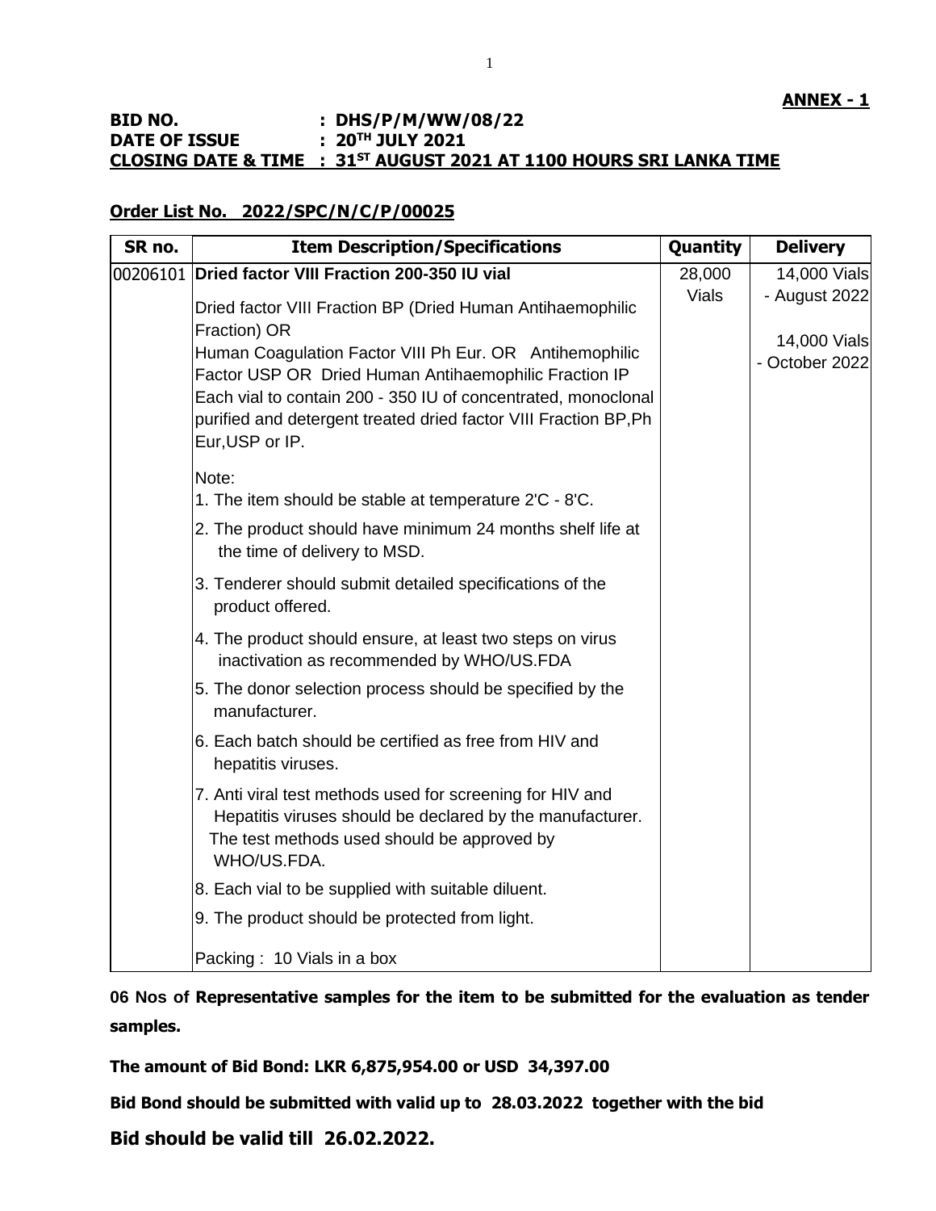**ANNEX - 1**

**BID NO. : DHS/P/M/WW/08/22**
**DATE OF ISSUE : 20TH JULY 2021**
**CLOSING DATE & TIME : 31ST AUGUST 2021 AT 1100 HOURS SRI LANKA TIME**

**Order List No. 2022/SPC/N/C/P/00025**

| SR no. | Item Description/Specifications | Quantity | Delivery |
|---|---|---|---|
| 00206101 | **Dried factor VIII Fraction 200-350 IU vial**<br><br>Dried factor VIII Fraction BP (Dried Human Antihaemophilic Fraction) OR<br>Human Coagulation Factor VIII Ph Eur. OR Antihemophilic Factor USP OR Dried Human Antihaemophilic Fraction IP<br>Each vial to contain 200 - 350 IU of concentrated, monoclonal purified and detergent treated dried factor VIII Fraction BP,Ph Eur,USP or IP.<br><br>Note:<br>1. The item should be stable at temperature 2'C - 8'C.<br>2. The product should have minimum 24 months shelf life at the time of delivery to MSD.<br>3. Tenderer should submit detailed specifications of the product offered.<br>4. The product should ensure, at least two steps on virus inactivation as recommended by WHO/US.FDA<br>5. The donor selection process should be specified by the manufacturer.<br>6. Each batch should be certified as free from HIV and hepatitis viruses.<br>7. Anti viral test methods used for screening for HIV and Hepatitis viruses should be declared by the manufacturer. The test methods used should be approved by WHO/US.FDA.<br>8. Each vial to be supplied with suitable diluent.<br>9. The product should be protected from light.<br><br>Packing : 10 Vials in a box | 28,000 Vials | 14,000 Vials - August 2022<br><br>14,000 Vials - October 2022 |

**06 Nos of Representative samples for the item to be submitted for the evaluation as tender samples.**

**The amount of Bid Bond: LKR 6,875,954.00 or USD 34,397.00**

**Bid Bond should be submitted with valid up to 28.03.2022 together with the bid**

**Bid should be valid till 26.02.2022.**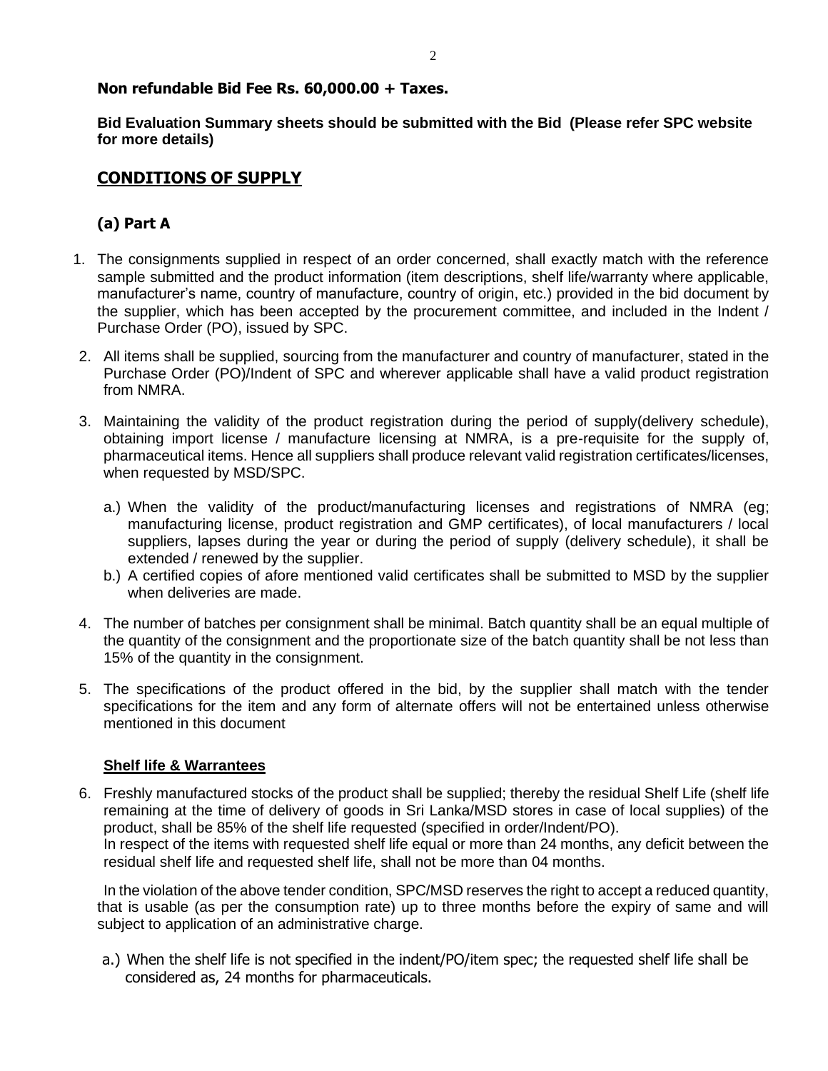**Non refundable Bid Fee Rs. 60,000.00 + Taxes.**

**Bid Evaluation Summary sheets should be submitted with the Bid (Please refer SPC website for more details)**

## CONDITIONS OF SUPPLY

### (a) Part A

1. The consignments supplied in respect of an order concerned, shall exactly match with the reference sample submitted and the product information (item descriptions, shelf life/warranty where applicable, manufacturer's name, country of manufacture, country of origin, etc.) provided in the bid document by the supplier, which has been accepted by the procurement committee, and included in the Indent / Purchase Order (PO), issued by SPC.

2. All items shall be supplied, sourcing from the manufacturer and country of manufacturer, stated in the Purchase Order (PO)/Indent of SPC and wherever applicable shall have a valid product registration from NMRA.

3. Maintaining the validity of the product registration during the period of supply(delivery schedule), obtaining import license / manufacture licensing at NMRA, is a pre-requisite for the supply of, pharmaceutical items. Hence all suppliers shall produce relevant valid registration certificates/licenses, when requested by MSD/SPC.

   a.) When the validity of the product/manufacturing licenses and registrations of NMRA (eg; manufacturing license, product registration and GMP certificates), of local manufacturers / local suppliers, lapses during the year or during the period of supply (delivery schedule), it shall be extended / renewed by the supplier.

   b.) A certified copies of afore mentioned valid certificates shall be submitted to MSD by the supplier when deliveries are made.

4. The number of batches per consignment shall be minimal. Batch quantity shall be an equal multiple of the quantity of the consignment and the proportionate size of the batch quantity shall be not less than 15% of the quantity in the consignment.

5. The specifications of the product offered in the bid, by the supplier shall match with the tender specifications for the item and any form of alternate offers will not be entertained unless otherwise mentioned in this document

**Shelf life & Warrantees**

6. Freshly manufactured stocks of the product shall be supplied; thereby the residual Shelf Life (shelf life remaining at the time of delivery of goods in Sri Lanka/MSD stores in case of local supplies) of the product, shall be 85% of the shelf life requested (specified in order/Indent/PO).
   In respect of the items with requested shelf life equal or more than 24 months, any deficit between the residual shelf life and requested shelf life, shall not be more than 04 months.

   In the violation of the above tender condition, SPC/MSD reserves the right to accept a reduced quantity, that is usable (as per the consumption rate) up to three months before the expiry of same and will subject to application of an administrative charge.

   a.) When the shelf life is not specified in the indent/PO/item spec; the requested shelf life shall be considered as, 24 months for pharmaceuticals.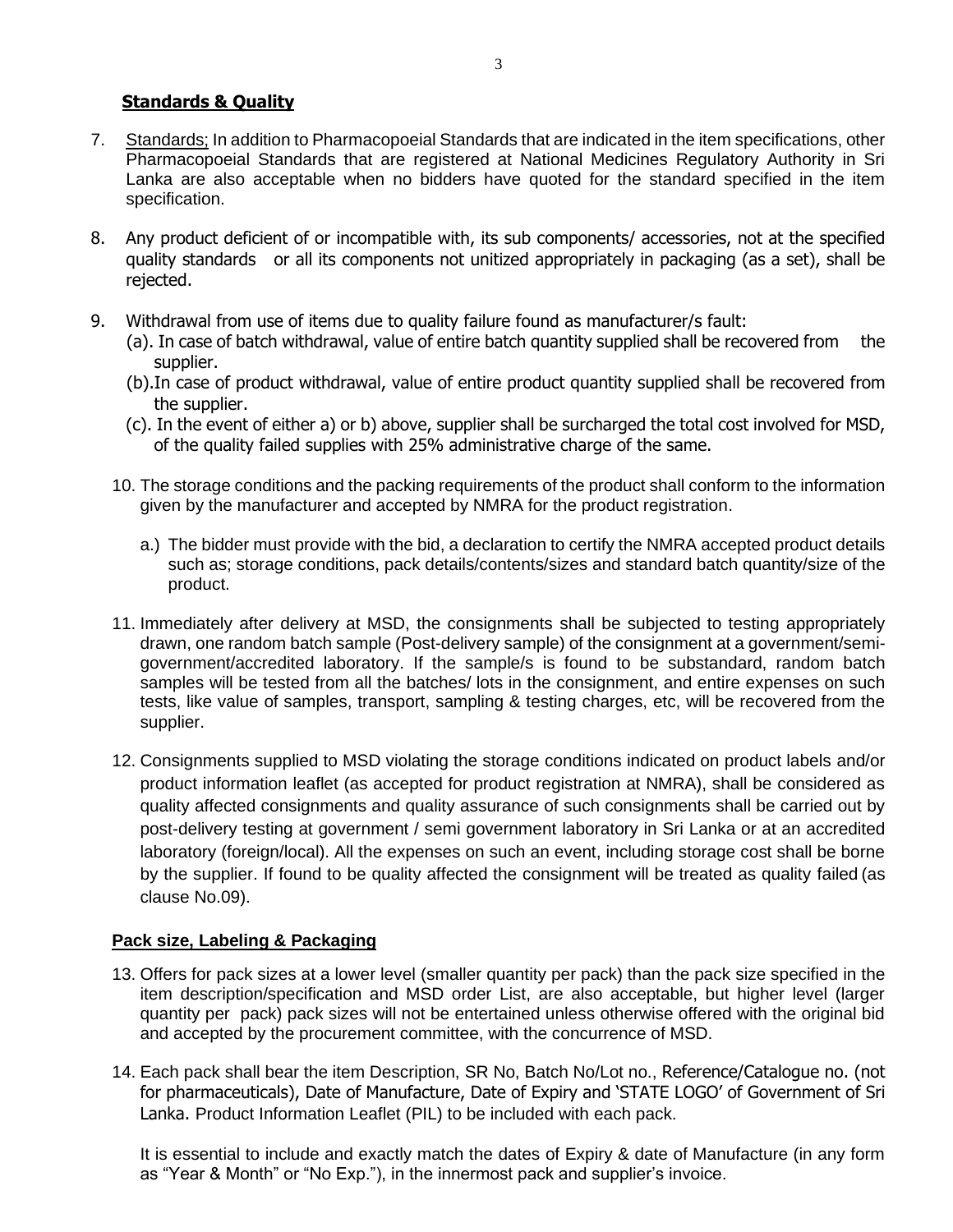## Standards & Quality

7. Standards; In addition to Pharmacopoeial Standards that are indicated in the item specifications, other Pharmacopoeial Standards that are registered at National Medicines Regulatory Authority in Sri Lanka are also acceptable when no bidders have quoted for the standard specified in the item specification.

8. Any product deficient of or incompatible with, its sub components/ accessories, not at the specified quality standards or all its components not unitized appropriately in packaging (as a set), shall be rejected.

9. Withdrawal from use of items due to quality failure found as manufacturer/s fault:
   (a). In case of batch withdrawal, value of entire batch quantity supplied shall be recovered from the supplier.
   (b).In case of product withdrawal, value of entire product quantity supplied shall be recovered from the supplier.
   (c). In the event of either a) or b) above, supplier shall be surcharged the total cost involved for MSD, of the quality failed supplies with 25% administrative charge of the same.

10. The storage conditions and the packing requirements of the product shall conform to the information given by the manufacturer and accepted by NMRA for the product registration.

    a.) The bidder must provide with the bid, a declaration to certify the NMRA accepted product details such as; storage conditions, pack details/contents/sizes and standard batch quantity/size of the product.

11. Immediately after delivery at MSD, the consignments shall be subjected to testing appropriately drawn, one random batch sample (Post-delivery sample) of the consignment at a government/semi-government/accredited laboratory. If the sample/s is found to be substandard, random batch samples will be tested from all the batches/ lots in the consignment, and entire expenses on such tests, like value of samples, transport, sampling & testing charges, etc, will be recovered from the supplier.

12. Consignments supplied to MSD violating the storage conditions indicated on product labels and/or product information leaflet (as accepted for product registration at NMRA), shall be considered as quality affected consignments and quality assurance of such consignments shall be carried out by post-delivery testing at government / semi government laboratory in Sri Lanka or at an accredited laboratory (foreign/local). All the expenses on such an event, including storage cost shall be borne by the supplier. If found to be quality affected the consignment will be treated as quality failed (as clause No.09).

## Pack size, Labeling & Packaging

13. Offers for pack sizes at a lower level (smaller quantity per pack) than the pack size specified in the item description/specification and MSD order List, are also acceptable, but higher level (larger quantity per pack) pack sizes will not be entertained unless otherwise offered with the original bid and accepted by the procurement committee, with the concurrence of MSD.

14. Each pack shall bear the item Description, SR No, Batch No/Lot no., Reference/Catalogue no. (not for pharmaceuticals), Date of Manufacture, Date of Expiry and 'STATE LOGO' of Government of Sri Lanka. Product Information Leaflet (PIL) to be included with each pack.

    It is essential to include and exactly match the dates of Expiry & date of Manufacture (in any form as "Year & Month" or "No Exp."), in the innermost pack and supplier's invoice.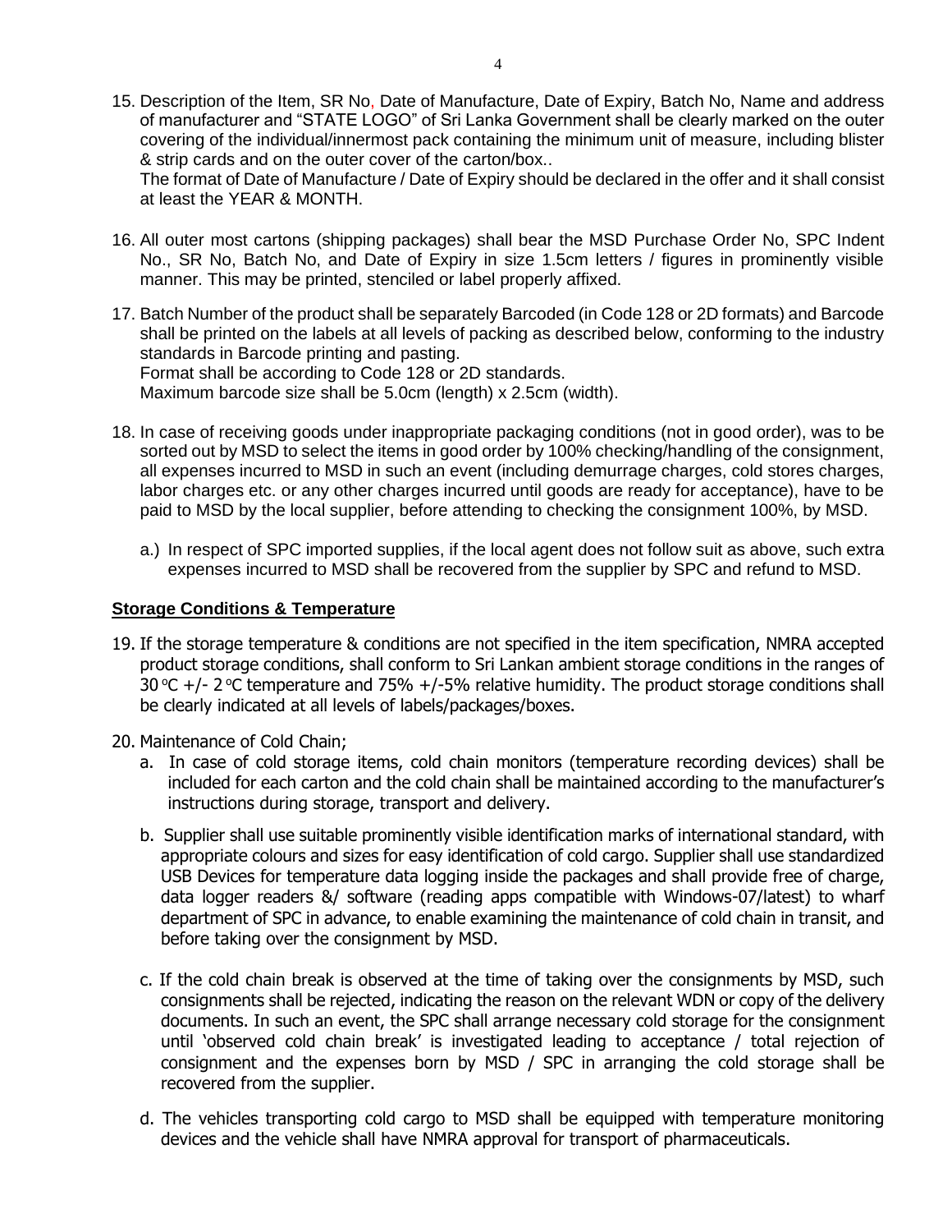15. Description of the Item, SR No, Date of Manufacture, Date of Expiry, Batch No, Name and address of manufacturer and "STATE LOGO" of Sri Lanka Government shall be clearly marked on the outer covering of the individual/innermost pack containing the minimum unit of measure, including blister & strip cards and on the outer cover of the carton/box..
    The format of Date of Manufacture / Date of Expiry should be declared in the offer and it shall consist at least the YEAR & MONTH.

16. All outer most cartons (shipping packages) shall bear the MSD Purchase Order No, SPC Indent No., SR No, Batch No, and Date of Expiry in size 1.5cm letters / figures in prominently visible manner. This may be printed, stenciled or label properly affixed.

17. Batch Number of the product shall be separately Barcoded (in Code 128 or 2D formats) and Barcode shall be printed on the labels at all levels of packing as described below, conforming to the industry standards in Barcode printing and pasting.
    Format shall be according to Code 128 or 2D standards.
    Maximum barcode size shall be 5.0cm (length) x 2.5cm (width).

18. In case of receiving goods under inappropriate packaging conditions (not in good order), was to be sorted out by MSD to select the items in good order by 100% checking/handling of the consignment, all expenses incurred to MSD in such an event (including demurrage charges, cold stores charges, labor charges etc. or any other charges incurred until goods are ready for acceptance), have to be paid to MSD by the local supplier, before attending to checking the consignment 100%, by MSD.

    a.) In respect of SPC imported supplies, if the local agent does not follow suit as above, such extra expenses incurred to MSD shall be recovered from the supplier by SPC and refund to MSD.

**Storage Conditions & Temperature**

19. If the storage temperature & conditions are not specified in the item specification, NMRA accepted product storage conditions, shall conform to Sri Lankan ambient storage conditions in the ranges of 30 °C +/- 2 °C temperature and 75% +/-5% relative humidity. The product storage conditions shall be clearly indicated at all levels of labels/packages/boxes.

20. Maintenance of Cold Chain;
    a. In case of cold storage items, cold chain monitors (temperature recording devices) shall be included for each carton and the cold chain shall be maintained according to the manufacturer's instructions during storage, transport and delivery.

    b. Supplier shall use suitable prominently visible identification marks of international standard, with appropriate colours and sizes for easy identification of cold cargo. Supplier shall use standardized USB Devices for temperature data logging inside the packages and shall provide free of charge, data logger readers &/ software (reading apps compatible with Windows-07/latest) to wharf department of SPC in advance, to enable examining the maintenance of cold chain in transit, and before taking over the consignment by MSD.

    c. If the cold chain break is observed at the time of taking over the consignments by MSD, such consignments shall be rejected, indicating the reason on the relevant WDN or copy of the delivery documents. In such an event, the SPC shall arrange necessary cold storage for the consignment until 'observed cold chain break' is investigated leading to acceptance / total rejection of consignment and the expenses born by MSD / SPC in arranging the cold storage shall be recovered from the supplier.

    d. The vehicles transporting cold cargo to MSD shall be equipped with temperature monitoring devices and the vehicle shall have NMRA approval for transport of pharmaceuticals.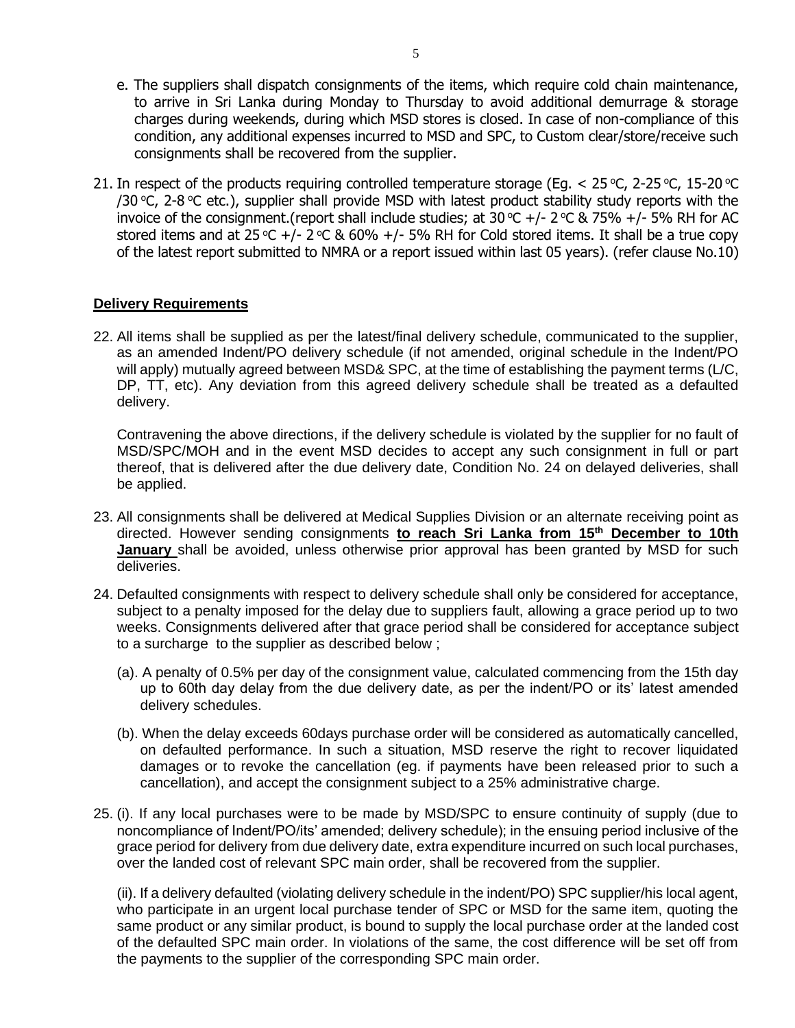e. The suppliers shall dispatch consignments of the items, which require cold chain maintenance, to arrive in Sri Lanka during Monday to Thursday to avoid additional demurrage & storage charges during weekends, during which MSD stores is closed. In case of non-compliance of this condition, any additional expenses incurred to MSD and SPC, to Custom clear/store/receive such consignments shall be recovered from the supplier.

21. In respect of the products requiring controlled temperature storage (Eg. < 25 °C, 2-25 °C, 15-20 °C /30 °C, 2-8 °C etc.), supplier shall provide MSD with latest product stability study reports with the invoice of the consignment.(report shall include studies; at 30 °C +/- 2 °C & 75% +/- 5% RH for AC stored items and at 25 °C +/- 2 °C & 60% +/- 5% RH for Cold stored items. It shall be a true copy of the latest report submitted to NMRA or a report issued within last 05 years). (refer clause No.10)

## Delivery Requirements

22. All items shall be supplied as per the latest/final delivery schedule, communicated to the supplier, as an amended Indent/PO delivery schedule (if not amended, original schedule in the Indent/PO will apply) mutually agreed between MSD& SPC, at the time of establishing the payment terms (L/C, DP, TT, etc). Any deviation from this agreed delivery schedule shall be treated as a defaulted delivery.

    Contravening the above directions, if the delivery schedule is violated by the supplier for no fault of MSD/SPC/MOH and in the event MSD decides to accept any such consignment in full or part thereof, that is delivered after the due delivery date, Condition No. 24 on delayed deliveries, shall be applied.

23. All consignments shall be delivered at Medical Supplies Division or an alternate receiving point as directed. However sending consignments **to reach Sri Lanka from 15th December to 10th January** shall be avoided, unless otherwise prior approval has been granted by MSD for such deliveries.

24. Defaulted consignments with respect to delivery schedule shall only be considered for acceptance, subject to a penalty imposed for the delay due to suppliers fault, allowing a grace period up to two weeks. Consignments delivered after that grace period shall be considered for acceptance subject to a surcharge to the supplier as described below ;

    (a). A penalty of 0.5% per day of the consignment value, calculated commencing from the 15th day up to 60th day delay from the due delivery date, as per the indent/PO or its' latest amended delivery schedules.

    (b). When the delay exceeds 60days purchase order will be considered as automatically cancelled, on defaulted performance. In such a situation, MSD reserve the right to recover liquidated damages or to revoke the cancellation (eg. if payments have been released prior to such a cancellation), and accept the consignment subject to a 25% administrative charge.

25. (i). If any local purchases were to be made by MSD/SPC to ensure continuity of supply (due to noncompliance of Indent/PO/its' amended; delivery schedule); in the ensuing period inclusive of the grace period for delivery from due delivery date, extra expenditure incurred on such local purchases, over the landed cost of relevant SPC main order, shall be recovered from the supplier.

    (ii). If a delivery defaulted (violating delivery schedule in the indent/PO) SPC supplier/his local agent, who participate in an urgent local purchase tender of SPC or MSD for the same item, quoting the same product or any similar product, is bound to supply the local purchase order at the landed cost of the defaulted SPC main order. In violations of the same, the cost difference will be set off from the payments to the supplier of the corresponding SPC main order.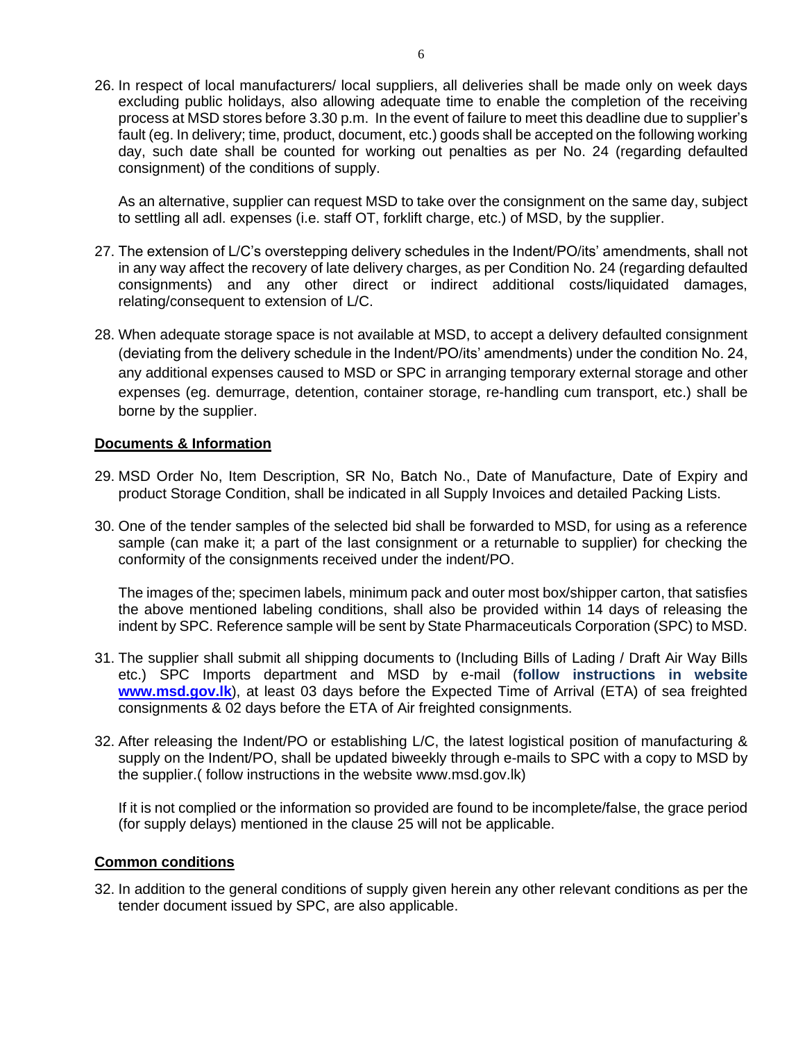26. In respect of local manufacturers/ local suppliers, all deliveries shall be made only on week days excluding public holidays, also allowing adequate time to enable the completion of the receiving process at MSD stores before 3.30 p.m. In the event of failure to meet this deadline due to supplier's fault (eg. In delivery; time, product, document, etc.) goods shall be accepted on the following working day, such date shall be counted for working out penalties as per No. 24 (regarding defaulted consignment) of the conditions of supply.

    As an alternative, supplier can request MSD to take over the consignment on the same day, subject to settling all adl. expenses (i.e. staff OT, forklift charge, etc.) of MSD, by the supplier.

27. The extension of L/C's overstepping delivery schedules in the Indent/PO/its' amendments, shall not in any way affect the recovery of late delivery charges, as per Condition No. 24 (regarding defaulted consignments) and any other direct or indirect additional costs/liquidated damages, relating/consequent to extension of L/C.

28. When adequate storage space is not available at MSD, to accept a delivery defaulted consignment (deviating from the delivery schedule in the Indent/PO/its' amendments) under the condition No. 24, any additional expenses caused to MSD or SPC in arranging temporary external storage and other expenses (eg. demurrage, detention, container storage, re-handling cum transport, etc.) shall be borne by the supplier.

## Documents & Information

29. MSD Order No, Item Description, SR No, Batch No., Date of Manufacture, Date of Expiry and product Storage Condition, shall be indicated in all Supply Invoices and detailed Packing Lists.

30. One of the tender samples of the selected bid shall be forwarded to MSD, for using as a reference sample (can make it; a part of the last consignment or a returnable to supplier) for checking the conformity of the consignments received under the indent/PO.

    The images of the; specimen labels, minimum pack and outer most box/shipper carton, that satisfies the above mentioned labeling conditions, shall also be provided within 14 days of releasing the indent by SPC. Reference sample will be sent by State Pharmaceuticals Corporation (SPC) to MSD.

31. The supplier shall submit all shipping documents to (Including Bills of Lading / Draft Air Way Bills etc.) SPC Imports department and MSD by e-mail (**follow instructions in website www.msd.gov.lk**), at least 03 days before the Expected Time of Arrival (ETA) of sea freighted consignments & 02 days before the ETA of Air freighted consignments.

32. After releasing the Indent/PO or establishing L/C, the latest logistical position of manufacturing & supply on the Indent/PO, shall be updated biweekly through e-mails to SPC with a copy to MSD by the supplier.( follow instructions in the website www.msd.gov.lk)

    If it is not complied or the information so provided are found to be incomplete/false, the grace period (for supply delays) mentioned in the clause 25 will not be applicable.

## Common conditions

32. In addition to the general conditions of supply given herein any other relevant conditions as per the tender document issued by SPC, are also applicable.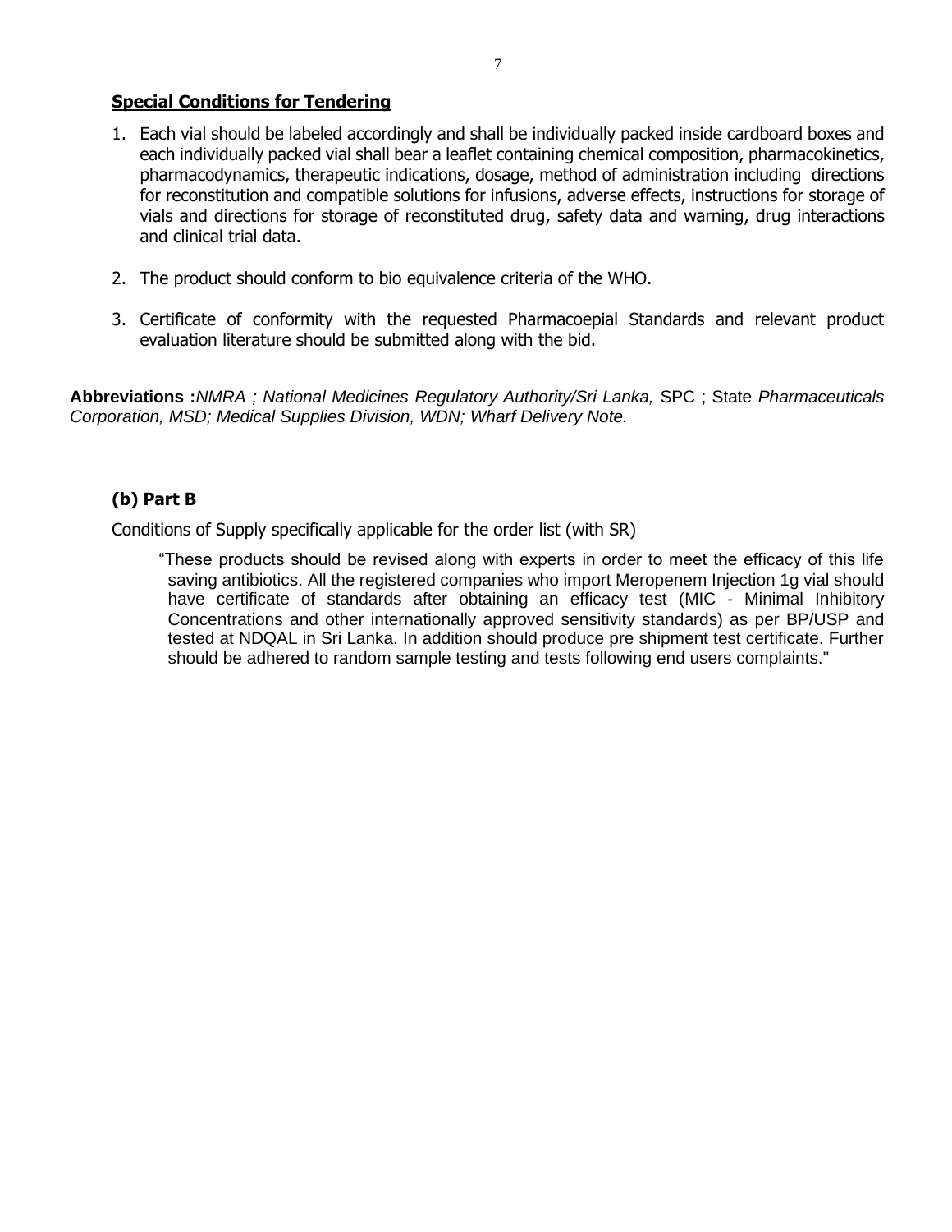**Special Conditions for Tendering**

1. Each vial should be labeled accordingly and shall be individually packed inside cardboard boxes and each individually packed vial shall bear a leaflet containing chemical composition, pharmacokinetics, pharmacodynamics, therapeutic indications, dosage, method of administration including directions for reconstitution and compatible solutions for infusions, adverse effects, instructions for storage of vials and directions for storage of reconstituted drug, safety data and warning, drug interactions and clinical trial data.

2. The product should conform to bio equivalence criteria of the WHO.

3. Certificate of conformity with the requested Pharmacoepial Standards and relevant product evaluation literature should be submitted along with the bid.

**Abbreviations :***NMRA ; National Medicines Regulatory Authority/Sri Lanka,* SPC ; State *Pharmaceuticals Corporation, MSD; Medical Supplies Division, WDN; Wharf Delivery Note.*

**(b) Part B**

Conditions of Supply specifically applicable for the order list (with SR)

"These products should be revised along with experts in order to meet the efficacy of this life saving antibiotics. All the registered companies who import Meropenem Injection 1g vial should have certificate of standards after obtaining an efficacy test (MIC - Minimal Inhibitory Concentrations and other internationally approved sensitivity standards) as per BP/USP and tested at NDQAL in Sri Lanka. In addition should produce pre shipment test certificate. Further should be adhered to random sample testing and tests following end users complaints."